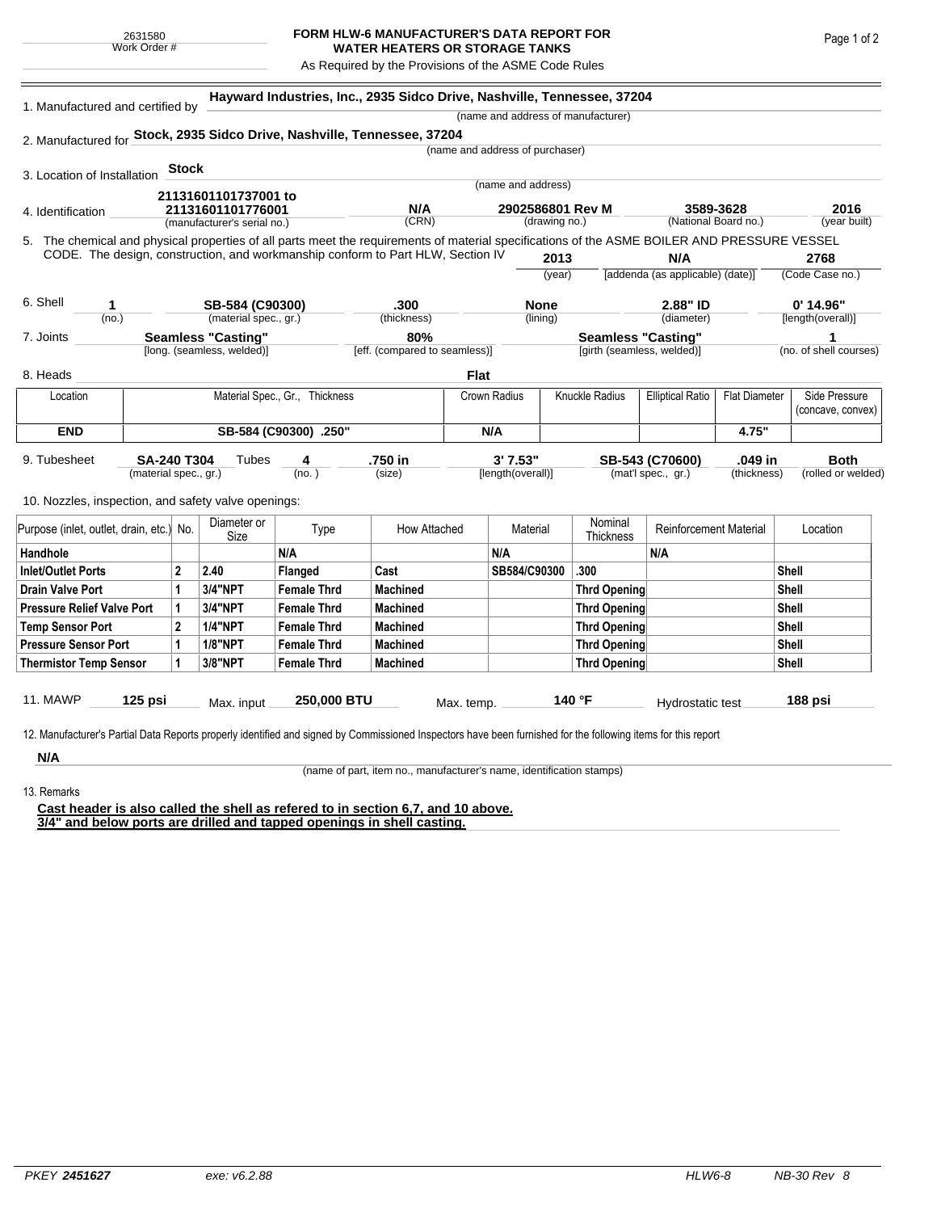2631580
Work Order #

# FORM HLW-6 MANUFACTURER'S DATA REPORT FOR WATER HEATERS OR STORAGE TANKS

As Required by the Provisions of the ASME Code Rules

1. Manufactured and certified by **Hayward Industries, Inc., 2935 Sidco Drive, Nashville, Tennessee, 37204**
(name and address of manufacturer)

2. Manufactured for **Stock, 2935 Sidco Drive, Nashville, Tennessee, 37204**
(name and address of purchaser)

3. Location of Installation **Stock**
(name and address)

4. Identification

| 21131601101737001 to 21131601101776001 | N/A | 2902586801 Rev M | 3589-3628 | 2016 |
|---|---|---|---|---|
| (manufacturer's serial no.) | (CRN) | (drawing no.) | (National Board no.) | (year built) |

5. The chemical and physical properties of all parts meet the requirements of material specifications of the ASME BOILER AND PRESSURE VESSEL CODE. The design, construction, and workmanship conform to Part HLW, Section IV **2013** (year) **N/A** [addenda (as applicable) (date)] **2768** (Code Case no.)

6. Shell

| 1 | SB-584 (C90300) | .300 | None | 2.88" ID | 0' 14.96" |
|---|---|---|---|---|---|
| (no.) | (material spec., gr.) | (thickness) | (lining) | (diameter) | [length(overall)] |

7. Joints

| Seamless "Casting" | 80% | Seamless "Casting" | 1 |
|---|---|---|---|
| [long. (seamless, welded)] | [eff. (compared to seamless)] | [girth (seamless, welded)] | (no. of shell courses) |

8. Heads **Flat**

| Location | Material Spec., Gr., Thickness | Crown Radius | Knuckle Radius | Elliptical Ratio | Flat Diameter | Side Pressure (concave, convex) |
|---|---|---|---|---|---|---|
| **END** | **SB-584 (C90300) .250"** | **N/A** | | | **4.75"** | |

9. Tubesheet

| SA-240 T304 | Tubes 4 | .750 in | 3' 7.53" | SB-543 (C70600) | .049 in | Both |
|---|---|---|---|---|---|---|
| (material spec., gr.) | (no.) | (size) | [length(overall)] | (mat'l spec., gr.) | (thickness) | (rolled or welded) |

10. Nozzles, inspection, and safety valve openings:

| Purpose (inlet, outlet, drain, etc.) | No. | Diameter or Size | Type | How Attached | Material | Nominal Thickness | Reinforcement Material | Location |
|---|---|---|---|---|---|---|---|---|
| **Handhole** | | | **N/A** | | **N/A** | | **N/A** | |
| **Inlet/Outlet Ports** | **2** | **2.40** | **Flanged** | **Cast** | **SB584/C90300** | **.300** | | **Shell** |
| **Drain Valve Port** | **1** | **3/4"NPT** | **Female Thrd** | **Machined** | | **Thrd Opening** | | **Shell** |
| **Pressure Relief Valve Port** | **1** | **3/4"NPT** | **Female Thrd** | **Machined** | | **Thrd Opening** | | **Shell** |
| **Temp Sensor Port** | **2** | **1/4"NPT** | **Female Thrd** | **Machined** | | **Thrd Opening** | | **Shell** |
| **Pressure Sensor Port** | **1** | **1/8"NPT** | **Female Thrd** | **Machined** | | **Thrd Opening** | | **Shell** |
| **Thermistor Temp Sensor** | **1** | **3/8"NPT** | **Female Thrd** | **Machined** | | **Thrd Opening** | | **Shell** |

11. MAWP **125 psi** Max. input **250,000 BTU** Max. temp. **140 °F** Hydrostatic test **188 psi**

12. Manufacturer's Partial Data Reports properly identified and signed by Commissioned Inspectors have been furnished for the following items for this report

**N/A**
(name of part, item no., manufacturer's name, identification stamps)

13. Remarks

**Cast header is also called the shell as refered to in section 6,7, and 10 above.**
**3/4" and below ports are drilled and tapped openings in shell casting.**

PKEY *2451627* exe: v6.2.88 HLW6-8 NB-30 Rev 8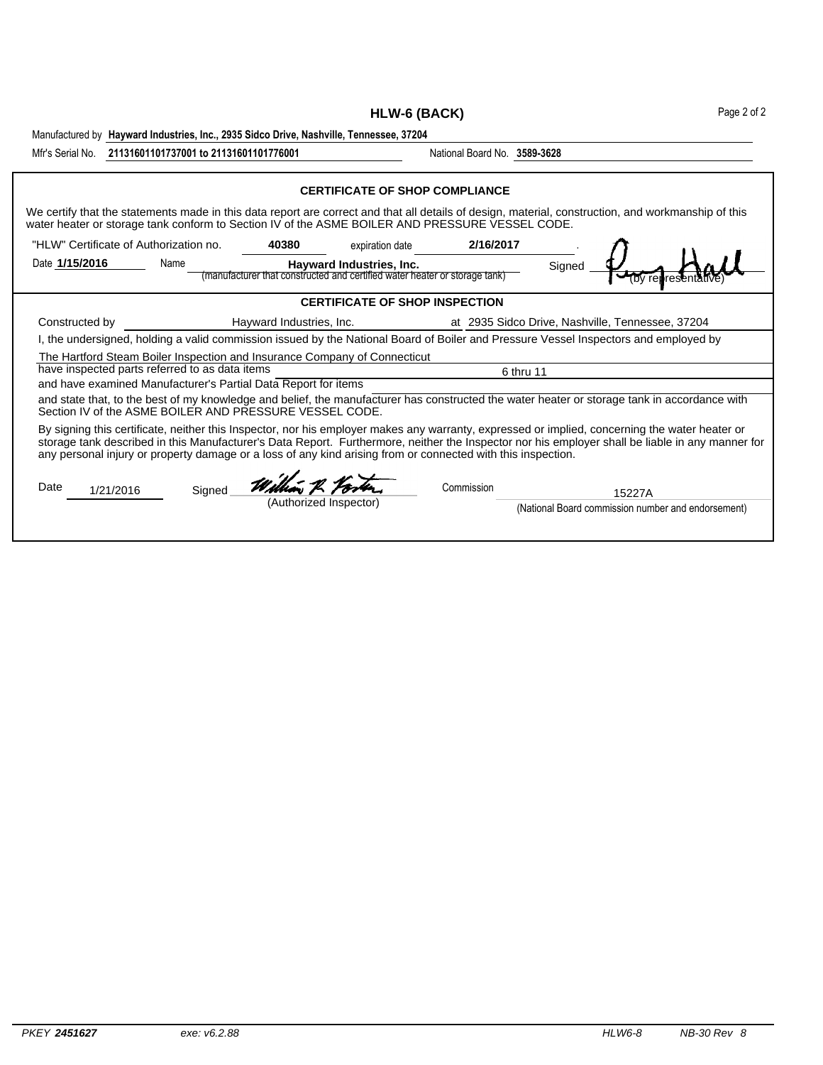# HLW-6 (BACK)

Manufactured by **Hayward Industries, Inc., 2935 Sidco Drive, Nashville, Tennessee, 37204**

Mfr's Serial No. **21131601101737001 to 21131601101776001** National Board No. **3589-3628**

## CERTIFICATE OF SHOP COMPLIANCE

We certify that the statements made in this data report are correct and that all details of design, material, construction, and workmanship of this water heater or storage tank conform to Section IV of the ASME BOILER AND PRESSURE VESSEL CODE.

"HLW" Certificate of Authorization no. **40380** expiration date **2/16/2017**.

Date **1/15/2016** Name **Hayward Industries, Inc.** (manufacturer that constructed and certified water heater or storage tank) Signed ________ (by representative)

## CERTIFICATE OF SHOP INSPECTION

Constructed by Hayward Industries, Inc. at 2935 Sidco Drive, Nashville, Tennessee, 37204

I, the undersigned, holding a valid commission issued by the National Board of Boiler and Pressure Vessel Inspectors and employed by The Hartford Steam Boiler Inspection and Insurance Company of Connecticut

have inspected parts referred to as data items 6 thru 11

and have examined Manufacturer's Partial Data Report for items

and state that, to the best of my knowledge and belief, the manufacturer has constructed the water heater or storage tank in accordance with Section IV of the ASME BOILER AND PRESSURE VESSEL CODE.

By signing this certificate, neither this Inspector, nor his employer makes any warranty, expressed or implied, concerning the water heater or storage tank described in this Manufacturer's Data Report. Furthermore, neither the Inspector nor his employer shall be liable in any manner for any personal injury or property damage or a loss of any kind arising from or connected with this inspection.

Date 1/21/2016 Signed ________ (Authorized Inspector) Commission 15227A (National Board commission number and endorsement)

PKEY *2451627* exe: v6.2.88 HLW6-8 NB-30 Rev 8